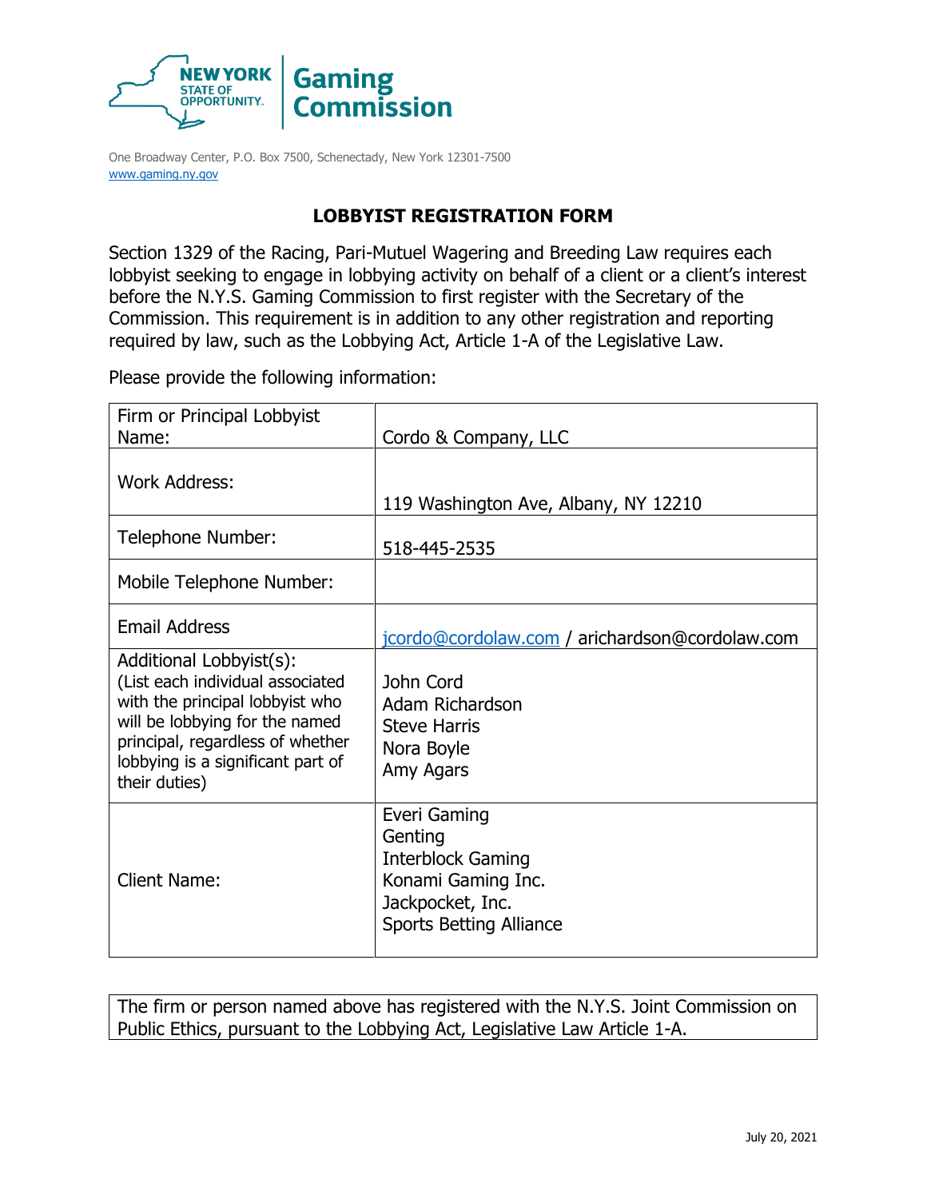NEW YORK STATE OF OPPORTUNITY. Gaming Commission

One Broadway Center, P.O. Box 7500, Schenectady, New York 12301-7500
www.gaming.ny.gov

## LOBBYIST REGISTRATION FORM

Section 1329 of the Racing, Pari-Mutuel Wagering and Breeding Law requires each lobbyist seeking to engage in lobbying activity on behalf of a client or a client's interest before the N.Y.S. Gaming Commission to first register with the Secretary of the Commission. This requirement is in addition to any other registration and reporting required by law, such as the Lobbying Act, Article 1-A of the Legislative Law.

Please provide the following information:

| | |
|---|---|
| Firm or Principal Lobbyist Name: | Cordo & Company, LLC |
| Work Address: | 119 Washington Ave, Albany, NY 12210 |
| Telephone Number: | 518-445-2535 |
| Mobile Telephone Number: | |
| Email Address | jcordo@cordolaw.com / arichardson@cordolaw.com |
| Additional Lobbyist(s): (List each individual associated with the principal lobbyist who will be lobbying for the named principal, regardless of whether lobbying is a significant part of their duties) | John Cord<br>Adam Richardson<br>Steve Harris<br>Nora Boyle<br>Amy Agars |
| Client Name: | Everi Gaming<br>Genting<br>Interblock Gaming<br>Konami Gaming Inc.<br>Jackpocket, Inc.<br>Sports Betting Alliance |

The firm or person named above has registered with the N.Y.S. Joint Commission on Public Ethics, pursuant to the Lobbying Act, Legislative Law Article 1-A.

July 20, 2021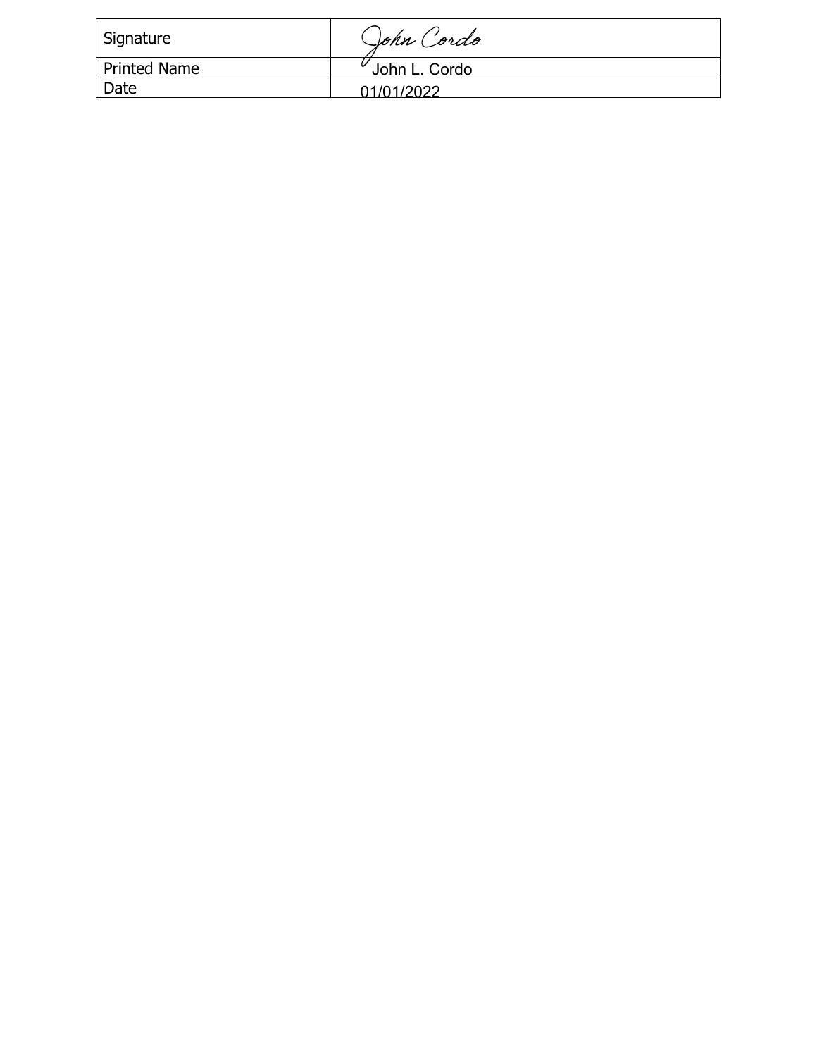| | |
|---|---|
| Signature | John Cordo |
| Printed Name | John L. Cordo |
| Date | 01/01/2022 |